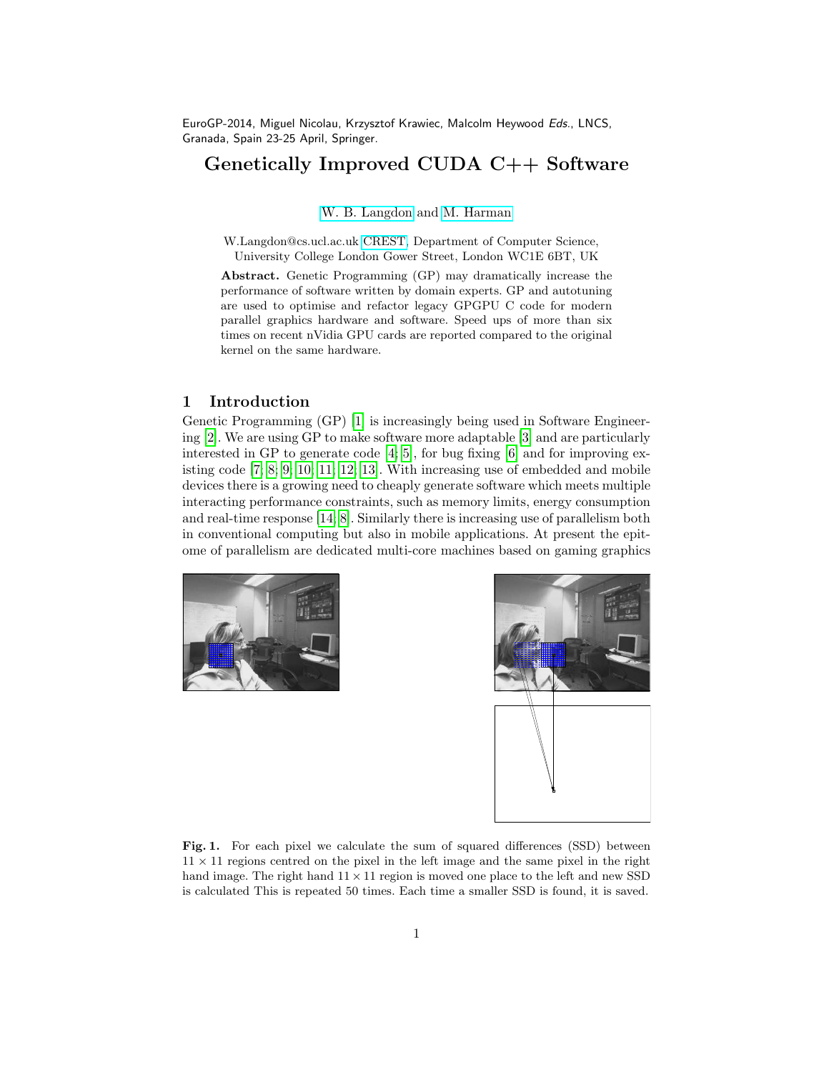EuroGP-2014, Miguel Nicolau, Krzysztof Krawiec, Malcolm Heywood *Eds.*, LNCS, Granada, Spain 23-25 April, Springer.

# Genetically Improved CUDA C++ Software

W. B. Langdon and M. Harman

W.Langdon@cs.ucl.ac.uk CREST, Department of Computer Science, University College London Gower Street, London WC1E 6BT, UK

**Abstract.** Genetic Programming (GP) may dramatically increase the performance of software written by domain experts. GP and autotuning are used to optimise and refactor legacy GPGPU C code for modern parallel graphics hardware and software. Speed ups of more than six times on recent nVidia GPU cards are reported compared to the original kernel on the same hardware.

## 1 Introduction

Genetic Programming (GP) [1] is increasingly being used in Software Engineering [2]. We are using GP to make software more adaptable [3] and are particularly interested in GP to generate code [4, 5], for bug fixing [6] and for improving existing code [7, 8, 9, 10, 11, 12, 13]. With increasing use of embedded and mobile devices there is a growing need to cheaply generate software which meets multiple interacting performance constraints, such as memory limits, energy consumption and real-time response [14, 8]. Similarly there is increasing use of parallelism both in conventional computing but also in mobile applications. At present the epitome of parallelism are dedicated multi-core machines based on gaming graphics

**Fig. 1.** For each pixel we calculate the sum of squared differences (SSD) between $11 \times 11$ regions centred on the pixel in the left image and the same pixel in the right hand image. The right hand $11 \times 11$ region is moved one place to the left and new SSD is calculated This is repeated 50 times. Each time a smaller SSD is found, it is saved.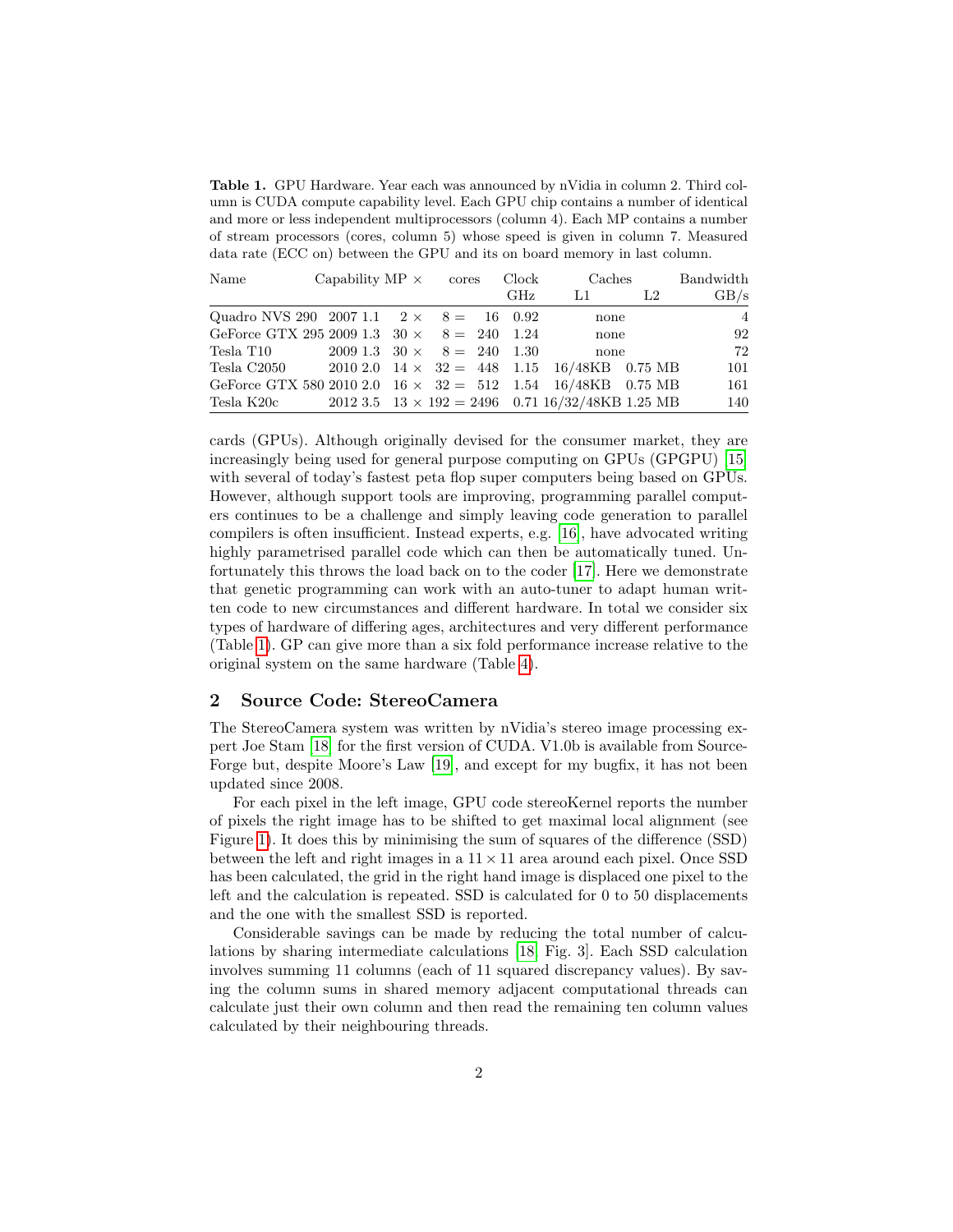**Table 1.** GPU Hardware. Year each was announced by nVidia in column 2. Third column is CUDA compute capability level. Each GPU chip contains a number of identical and more or less independent multiprocessors (column 4). Each MP contains a number of stream processors (cores, column 5) whose speed is given in column 7. Measured data rate (ECC on) between the GPU and its on board memory in last column.

| Name | | Capability | MP × | cores | | Clock | Caches | | Bandwidth |
|---|---|---|---|---|---|---|---|---|---|
| | | | | | | GHz | L1 | L2 | GB/s |
| Quadro NVS 290 | 2007 | 1.1 | 2 × | 8 = | 16 | 0.92 | none | | 4 |
| GeForce GTX 295 | 2009 | 1.3 | 30 × | 8 = | 240 | 1.24 | none | | 92 |
| Tesla T10 | 2009 | 1.3 | 30 × | 8 = | 240 | 1.30 | none | | 72 |
| Tesla C2050 | 2010 | 2.0 | 14 × | 32 = | 448 | 1.15 | 16/48KB | 0.75 MB | 101 |
| GeForce GTX 580 | 2010 | 2.0 | 16 × | 32 = | 512 | 1.54 | 16/48KB | 0.75 MB | 161 |
| Tesla K20c | 2012 | 3.5 | 13 × | 192 = | 2496 | 0.71 | 16/32/48KB | 1.25 MB | 140 |

cards (GPUs). Although originally devised for the consumer market, they are increasingly being used for general purpose computing on GPUs (GPGPU) [15] with several of today's fastest peta flop super computers being based on GPUs. However, although support tools are improving, programming parallel computers continues to be a challenge and simply leaving code generation to parallel compilers is often insufficient. Instead experts, e.g. [16], have advocated writing highly parametrised parallel code which can then be automatically tuned. Unfortunately this throws the load back on to the coder [17]. Here we demonstrate that genetic programming can work with an auto-tuner to adapt human written code to new circumstances and different hardware. In total we consider six types of hardware of differing ages, architectures and very different performance (Table 1). GP can give more than a six fold performance increase relative to the original system on the same hardware (Table 4).

## 2 Source Code: StereoCamera

The StereoCamera system was written by nVidia's stereo image processing expert Joe Stam [18] for the first version of CUDA. V1.0b is available from SourceForge but, despite Moore's Law [19], and except for my bugfix, it has not been updated since 2008.

For each pixel in the left image, GPU code stereoKernel reports the number of pixels the right image has to be shifted to get maximal local alignment (see Figure 1). It does this by minimising the sum of squares of the difference (SSD) between the left and right images in a $11 \times 11$ area around each pixel. Once SSD has been calculated, the grid in the right hand image is displaced one pixel to the left and the calculation is repeated. SSD is calculated for 0 to 50 displacements and the one with the smallest SSD is reported.

Considerable savings can be made by reducing the total number of calculations by sharing intermediate calculations [18, Fig. 3]. Each SSD calculation involves summing 11 columns (each of 11 squared discrepancy values). By saving the column sums in shared memory adjacent computational threads can calculate just their own column and then read the remaining ten column values calculated by their neighbouring threads.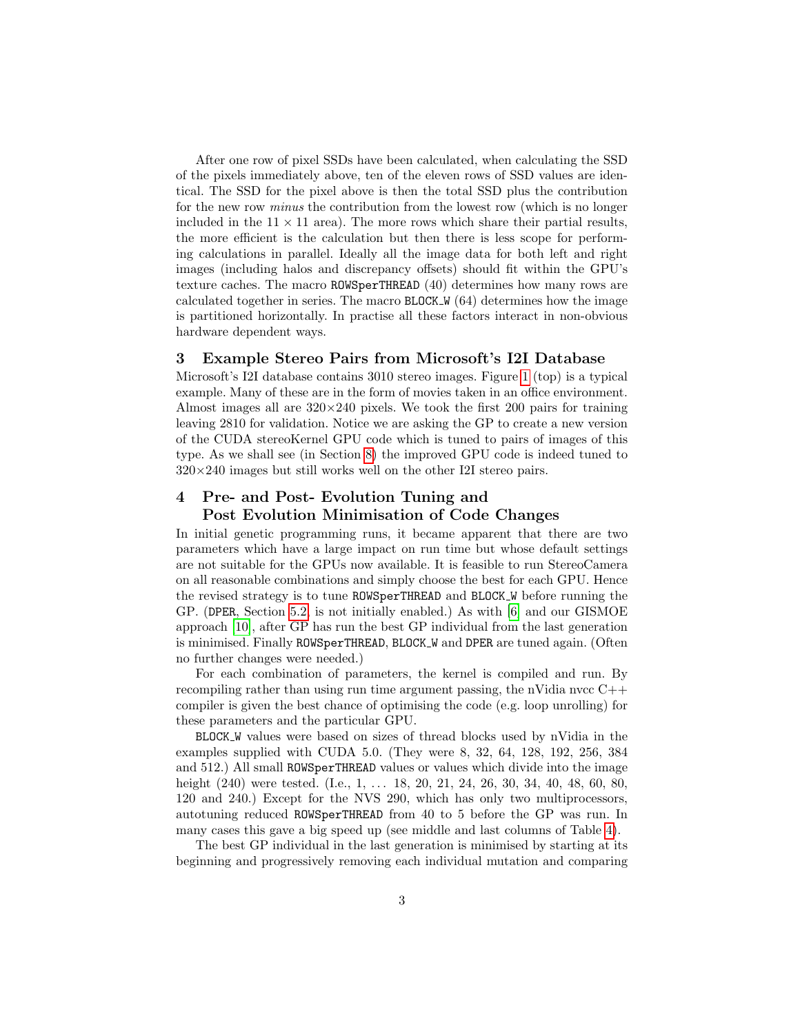After one row of pixel SSDs have been calculated, when calculating the SSD of the pixels immediately above, ten of the eleven rows of SSD values are identical. The SSD for the pixel above is then the total SSD plus the contribution for the new row *minus* the contribution from the lowest row (which is no longer included in the $11 \times 11$ area). The more rows which share their partial results, the more efficient is the calculation but then there is less scope for performing calculations in parallel. Ideally all the image data for both left and right images (including halos and discrepancy offsets) should fit within the GPU's texture caches. The macro `ROWSperTHREAD` (40) determines how many rows are calculated together in series. The macro `BLOCK_W` (64) determines how the image is partitioned horizontally. In practise all these factors interact in non-obvious hardware dependent ways.

## 3 Example Stereo Pairs from Microsoft's I2I Database

Microsoft's I2I database contains 3010 stereo images. Figure 1 (top) is a typical example. Many of these are in the form of movies taken in an office environment. Almost images all are $320 \times 240$ pixels. We took the first 200 pairs for training leaving 2810 for validation. Notice we are asking the GP to create a new version of the CUDA stereoKernel GPU code which is tuned to pairs of images of this type. As we shall see (in Section 8) the improved GPU code is indeed tuned to $320 \times 240$ images but still works well on the other I2I stereo pairs.

## 4 Pre- and Post- Evolution Tuning and Post Evolution Minimisation of Code Changes

In initial genetic programming runs, it became apparent that there are two parameters which have a large impact on run time but whose default settings are not suitable for the GPUs now available. It is feasible to run StereoCamera on all reasonable combinations and simply choose the best for each GPU. Hence the revised strategy is to tune `ROWSperTHREAD` and `BLOCK_W` before running the GP. (`DPER`, Section 5.2, is not initially enabled.) As with [6] and our GISMOE approach [10], after GP has run the best GP individual from the last generation is minimised. Finally `ROWSperTHREAD`, `BLOCK_W` and `DPER` are tuned again. (Often no further changes were needed.)

For each combination of parameters, the kernel is compiled and run. By recompiling rather than using run time argument passing, the nVidia nvcc C++ compiler is given the best chance of optimising the code (e.g. loop unrolling) for these parameters and the particular GPU.

`BLOCK_W` values were based on sizes of thread blocks used by nVidia in the examples supplied with CUDA 5.0. (They were 8, 32, 64, 128, 192, 256, 384 and 512.) All small `ROWSperTHREAD` values or values which divide into the image height (240) were tested. (I.e., 1, ... 18, 20, 21, 24, 26, 30, 34, 40, 48, 60, 80, 120 and 240.) Except for the NVS 290, which has only two multiprocessors, autotuning reduced `ROWSperTHREAD` from 40 to 5 before the GP was run. In many cases this gave a big speed up (see middle and last columns of Table 4).

The best GP individual in the last generation is minimised by starting at its beginning and progressively removing each individual mutation and comparing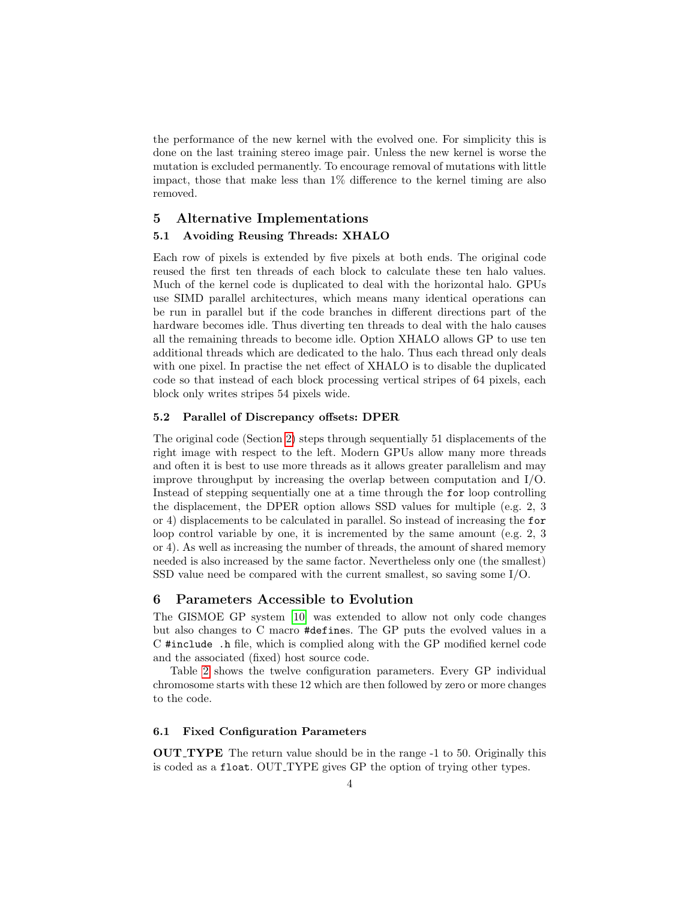the performance of the new kernel with the evolved one. For simplicity this is done on the last training stereo image pair. Unless the new kernel is worse the mutation is excluded permanently. To encourage removal of mutations with little impact, those that make less than 1% difference to the kernel timing are also removed.

## 5 Alternative Implementations

### 5.1 Avoiding Reusing Threads: XHALO

Each row of pixels is extended by five pixels at both ends. The original code reused the first ten threads of each block to calculate these ten halo values. Much of the kernel code is duplicated to deal with the horizontal halo. GPUs use SIMD parallel architectures, which means many identical operations can be run in parallel but if the code branches in different directions part of the hardware becomes idle. Thus diverting ten threads to deal with the halo causes all the remaining threads to become idle. Option XHALO allows GP to use ten additional threads which are dedicated to the halo. Thus each thread only deals with one pixel. In practise the net effect of XHALO is to disable the duplicated code so that instead of each block processing vertical stripes of 64 pixels, each block only writes stripes 54 pixels wide.

### 5.2 Parallel of Discrepancy offsets: DPER

The original code (Section 2) steps through sequentially 51 displacements of the right image with respect to the left. Modern GPUs allow many more threads and often it is best to use more threads as it allows greater parallelism and may improve throughput by increasing the overlap between computation and I/O. Instead of stepping sequentially one at a time through the `for` loop controlling the displacement, the DPER option allows SSD values for multiple (e.g. 2, 3 or 4) displacements to be calculated in parallel. So instead of increasing the `for` loop control variable by one, it is incremented by the same amount (e.g. 2, 3 or 4). As well as increasing the number of threads, the amount of shared memory needed is also increased by the same factor. Nevertheless only one (the smallest) SSD value need be compared with the current smallest, so saving some I/O.

## 6 Parameters Accessible to Evolution

The GISMOE GP system [10] was extended to allow not only code changes but also changes to C macro `#define`s. The GP puts the evolved values in a C `#include .h` file, which is complied along with the GP modified kernel code and the associated (fixed) host source code.

Table 2 shows the twelve configuration parameters. Every GP individual chromosome starts with these 12 which are then followed by zero or more changes to the code.

### 6.1 Fixed Configuration Parameters

**OUT_TYPE** The return value should be in the range -1 to 50. Originally this is coded as a `float`. OUT_TYPE gives GP the option of trying other types.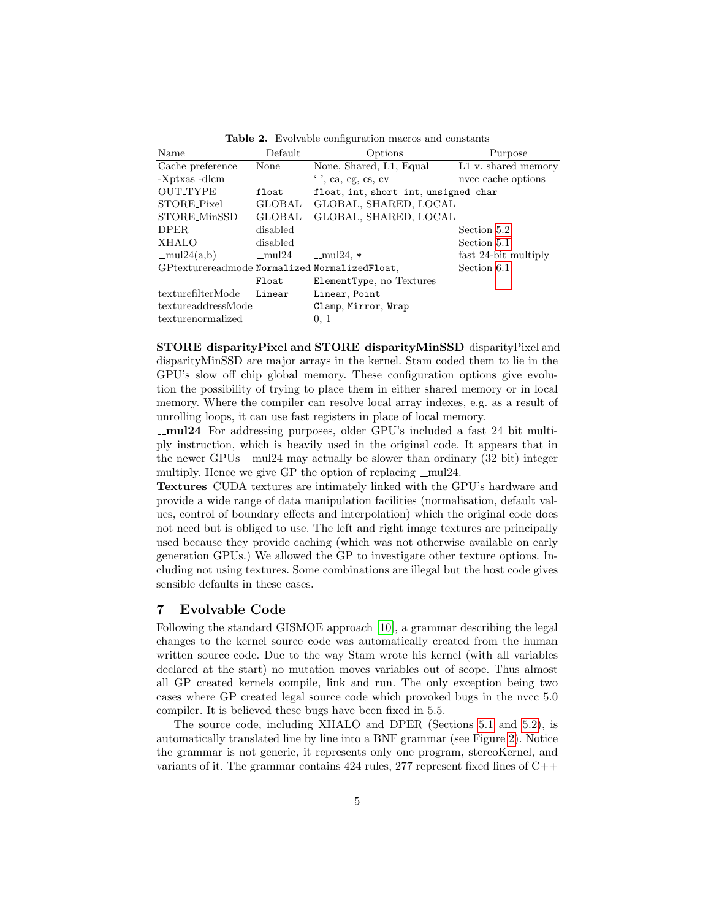**Table 2.** Evolvable configuration macros and constants

| Name | Default | Options | Purpose |
|---|---|---|---|
| Cache preference | None | None, Shared, L1, Equal | L1 v. shared memory |
| -Xptxas -dlcm | | ' ', ca, cg, cs, cv | nvcc cache options |
| OUT_TYPE | `float` | `float`, `int`, `short int`, `unsigned char` | |
| STORE_Pixel | GLOBAL | GLOBAL, SHARED, LOCAL | |
| STORE_MinSSD | GLOBAL | GLOBAL, SHARED, LOCAL | |
| DPER | disabled | | Section 5.2 |
| XHALO | disabled | | Section 5.1 |
| __mul24(a,b) | __mul24 | __mul24, `*` | fast 24-bit multiply |
| GPtexturereadmode | `Normalized Float` | `NormalizedFloat`, `ElementType`, no Textures | Section 6.1 |
| texturefilterMode | `Linear` | `Linear`, `Point` | |
| textureaddressMode | | `Clamp`, `Mirror`, `Wrap` | |
| texturenormalized | | 0, 1 | |

**STORE_disparityPixel and STORE_disparityMinSSD** disparityPixel and disparityMinSSD are major arrays in the kernel. Stam coded them to lie in the GPU's slow off chip global memory. These configuration options give evolution the possibility of trying to place them in either shared memory or in local memory. Where the compiler can resolve local array indexes, e.g. as a result of unrolling loops, it can use fast registers in place of local memory.

**__mul24** For addressing purposes, older GPU's included a fast 24 bit multiply instruction, which is heavily used in the original code. It appears that in the newer GPUs __mul24 may actually be slower than ordinary (32 bit) integer multiply. Hence we give GP the option of replacing __mul24.

**Textures** CUDA textures are intimately linked with the GPU's hardware and provide a wide range of data manipulation facilities (normalisation, default values, control of boundary effects and interpolation) which the original code does not need but is obliged to use. The left and right image textures are principally used because they provide caching (which was not otherwise available on early generation GPUs.) We allowed the GP to investigate other texture options. Including not using textures. Some combinations are illegal but the host code gives sensible defaults in these cases.

## 7 Evolvable Code

Following the standard GISMOE approach [10], a grammar describing the legal changes to the kernel source code was automatically created from the human written source code. Due to the way Stam wrote his kernel (with all variables declared at the start) no mutation moves variables out of scope. Thus almost all GP created kernels compile, link and run. The only exception being two cases where GP created legal source code which provoked bugs in the nvcc 5.0 compiler. It is believed these bugs have been fixed in 5.5.

The source code, including XHALO and DPER (Sections 5.1 and 5.2), is automatically translated line by line into a BNF grammar (see Figure 2). Notice the grammar is not generic, it represents only one program, stereoKernel, and variants of it. The grammar contains 424 rules, 277 represent fixed lines of C++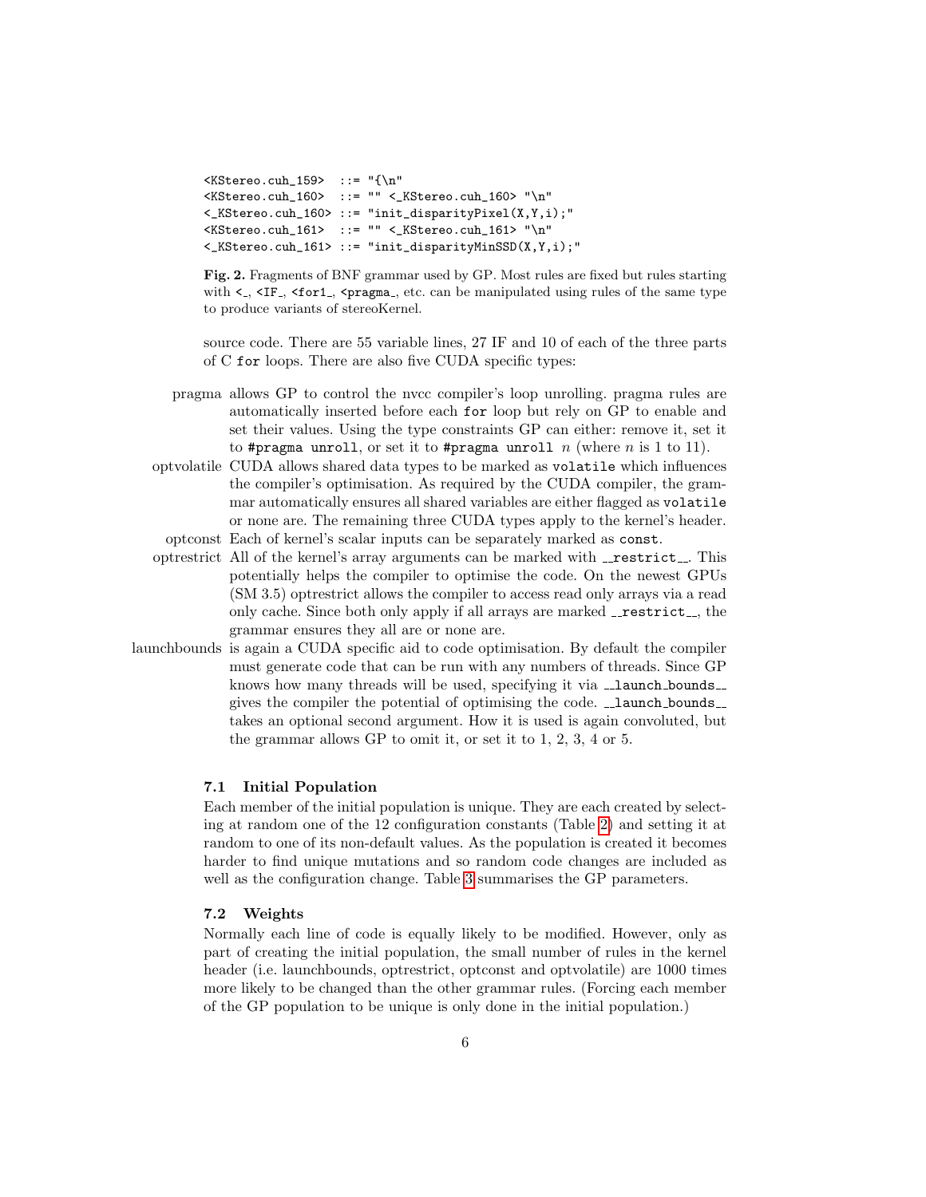```
<KStereo.cuh_159>  ::= "{\n"
<KStereo.cuh_160>  ::= "" <_KStereo.cuh_160> "\n"
<_KStereo.cuh_160> ::= "init_disparityPixel(X,Y,i);"
<KStereo.cuh_161>  ::= "" <_KStereo.cuh_161> "\n"
<_KStereo.cuh_161> ::= "init_disparityMinSSD(X,Y,i);"
```

**Fig. 2.** Fragments of BNF grammar used by GP. Most rules are fixed but rules starting with `<_`, `<IF_`, `<for1_`, `<pragma_`, etc. can be manipulated using rules of the same type to produce variants of stereoKernel.

source code. There are 55 variable lines, 27 IF and 10 of each of the three parts of C `for` loops. There are also five CUDA specific types:

- **pragma** allows GP to control the nvcc compiler's loop unrolling. pragma rules are automatically inserted before each `for` loop but rely on GP to enable and set their values. Using the type constraints GP can either: remove it, set it to `#pragma unroll`, or set it to `#pragma unroll` $n$ (where $n$ is 1 to 11).
- **optvolatile** CUDA allows shared data types to be marked as `volatile` which influences the compiler's optimisation. As required by the CUDA compiler, the grammar automatically ensures all shared variables are either flagged as `volatile` or none are. The remaining three CUDA types apply to the kernel's header.
- **optconst** Each of kernel's scalar inputs can be separately marked as `const`.
- **optrestrict** All of the kernel's array arguments can be marked with `__restrict__`. This potentially helps the compiler to optimise the code. On the newest GPUs (SM 3.5) optrestrict allows the compiler to access read only arrays via a read only cache. Since both only apply if all arrays are marked `__restrict__`, the grammar ensures they all are or none are.
- **launchbounds** is again a CUDA specific aid to code optimisation. By default the compiler must generate code that can be run with any numbers of threads. Since GP knows how many threads will be used, specifying it via `__launch_bounds__` gives the compiler the potential of optimising the code. `__launch_bounds__` takes an optional second argument. How it is used is again convoluted, but the grammar allows GP to omit it, or set it to 1, 2, 3, 4 or 5.

### 7.1 Initial Population

Each member of the initial population is unique. They are each created by selecting at random one of the 12 configuration constants (Table 2) and setting it at random to one of its non-default values. As the population is created it becomes harder to find unique mutations and so random code changes are included as well as the configuration change. Table 3 summarises the GP parameters.

### 7.2 Weights

Normally each line of code is equally likely to be modified. However, only as part of creating the initial population, the small number of rules in the kernel header (i.e. launchbounds, optrestrict, optconst and optvolatile) are 1000 times more likely to be changed than the other grammar rules. (Forcing each member of the GP population to be unique is only done in the initial population.)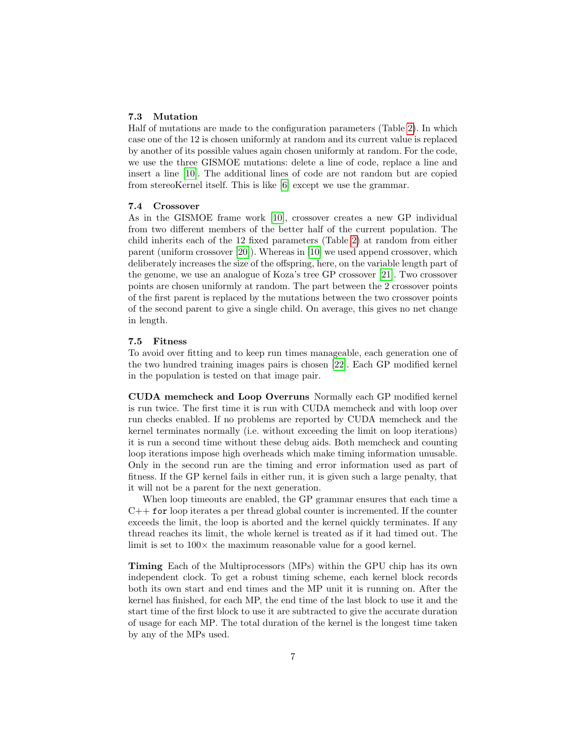### 7.3 Mutation

Half of mutations are made to the configuration parameters (Table 2). In which case one of the 12 is chosen uniformly at random and its current value is replaced by another of its possible values again chosen uniformly at random. For the code, we use the three GISMOE mutations: delete a line of code, replace a line and insert a line [10]. The additional lines of code are not random but are copied from stereoKernel itself. This is like [6] except we use the grammar.

### 7.4 Crossover

As in the GISMOE frame work [10], crossover creates a new GP individual from two different members of the better half of the current population. The child inherits each of the 12 fixed parameters (Table 2) at random from either parent (uniform crossover [20]). Whereas in [10] we used append crossover, which deliberately increases the size of the offspring, here, on the variable length part of the genome, we use an analogue of Koza's tree GP crossover [21]. Two crossover points are chosen uniformly at random. The part between the 2 crossover points of the first parent is replaced by the mutations between the two crossover points of the second parent to give a single child. On average, this gives no net change in length.

### 7.5 Fitness

To avoid over fitting and to keep run times manageable, each generation one of the two hundred training images pairs is chosen [22]. Each GP modified kernel in the population is tested on that image pair.

**CUDA memcheck and Loop Overruns** Normally each GP modified kernel is run twice. The first time it is run with CUDA memcheck and with loop over run checks enabled. If no problems are reported by CUDA memcheck and the kernel terminates normally (i.e. without exceeding the limit on loop iterations) it is run a second time without these debug aids. Both memcheck and counting loop iterations impose high overheads which make timing information unusable. Only in the second run are the timing and error information used as part of fitness. If the GP kernel fails in either run, it is given such a large penalty, that it will not be a parent for the next generation.

When loop timeouts are enabled, the GP grammar ensures that each time a C++ `for` loop iterates a per thread global counter is incremented. If the counter exceeds the limit, the loop is aborted and the kernel quickly terminates. If any thread reaches its limit, the whole kernel is treated as if it had timed out. The limit is set to $100\times$ the maximum reasonable value for a good kernel.

**Timing** Each of the Multiprocessors (MPs) within the GPU chip has its own independent clock. To get a robust timing scheme, each kernel block records both its own start and end times and the MP unit it is running on. After the kernel has finished, for each MP, the end time of the last block to use it and the start time of the first block to use it are subtracted to give the accurate duration of usage for each MP. The total duration of the kernel is the longest time taken by any of the MPs used.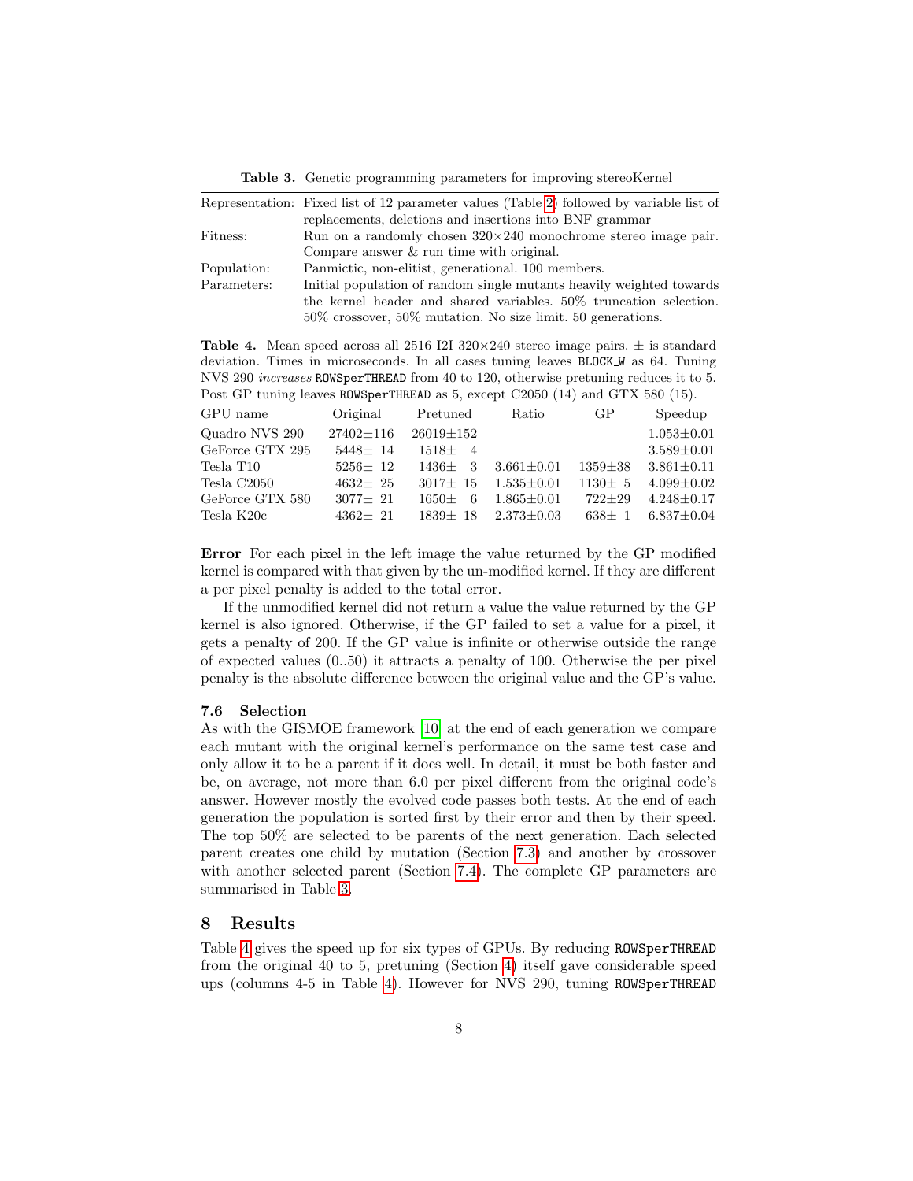**Table 3.** Genetic programming parameters for improving stereoKernel

| | |
|---|---|
| Representation: | Fixed list of 12 parameter values (Table 2) followed by variable list of replacements, deletions and insertions into BNF grammar |
| Fitness: | Run on a randomly chosen 320×240 monochrome stereo image pair. Compare answer & run time with original. |
| Population: | Panmictic, non-elitist, generational. 100 members. |
| Parameters: | Initial population of random single mutants heavily weighted towards the kernel header and shared variables. 50% truncation selection. 50% crossover, 50% mutation. No size limit. 50 generations. |

**Table 4.** Mean speed across all 2516 I2I 320×240 stereo image pairs. ± is standard deviation. Times in microseconds. In all cases tuning leaves `BLOCK_W` as 64. Tuning NVS 290 *increases* `ROWSperTHREAD` from 40 to 120, otherwise pretuning reduces it to 5. Post GP tuning leaves `ROWSperTHREAD` as 5, except C2050 (14) and GTX 580 (15).

| GPU name | Original | Pretuned | Ratio | GP | Speedup |
|---|---|---|---|---|---|
| Quadro NVS 290 | 27402±116 | 26019±152 | | | 1.053±0.01 |
| GeForce GTX 295 | 5448± 14 | 1518± 4 | | | 3.589±0.01 |
| Tesla T10 | 5256± 12 | 1436± 3 | 3.661±0.01 | 1359±38 | 3.861±0.11 |
| Tesla C2050 | 4632± 25 | 3017± 15 | 1.535±0.01 | 1130± 5 | 4.099±0.02 |
| GeForce GTX 580 | 3077± 21 | 1650± 6 | 1.865±0.01 | 722±29 | 4.248±0.17 |
| Tesla K20c | 4362± 21 | 1839± 18 | 2.373±0.03 | 638± 1 | 6.837±0.04 |

**Error** For each pixel in the left image the value returned by the GP modified kernel is compared with that given by the un-modified kernel. If they are different a per pixel penalty is added to the total error.

If the unmodified kernel did not return a value the value returned by the GP kernel is also ignored. Otherwise, if the GP failed to set a value for a pixel, it gets a penalty of 200. If the GP value is infinite or otherwise outside the range of expected values (0..50) it attracts a penalty of 100. Otherwise the per pixel penalty is the absolute difference between the original value and the GP's value.

### 7.6 Selection

As with the GISMOE framework [10] at the end of each generation we compare each mutant with the original kernel's performance on the same test case and only allow it to be a parent if it does well. In detail, it must be both faster and be, on average, not more than 6.0 per pixel different from the original code's answer. However mostly the evolved code passes both tests. At the end of each generation the population is sorted first by their error and then by their speed. The top 50% are selected to be parents of the next generation. Each selected parent creates one child by mutation (Section 7.3) and another by crossover with another selected parent (Section 7.4). The complete GP parameters are summarised in Table 3.

## 8 Results

Table 4 gives the speed up for six types of GPUs. By reducing `ROWSperTHREAD` from the original 40 to 5, pretuning (Section 4) itself gave considerable speed ups (columns 4-5 in Table 4). However for NVS 290, tuning `ROWSperTHREAD`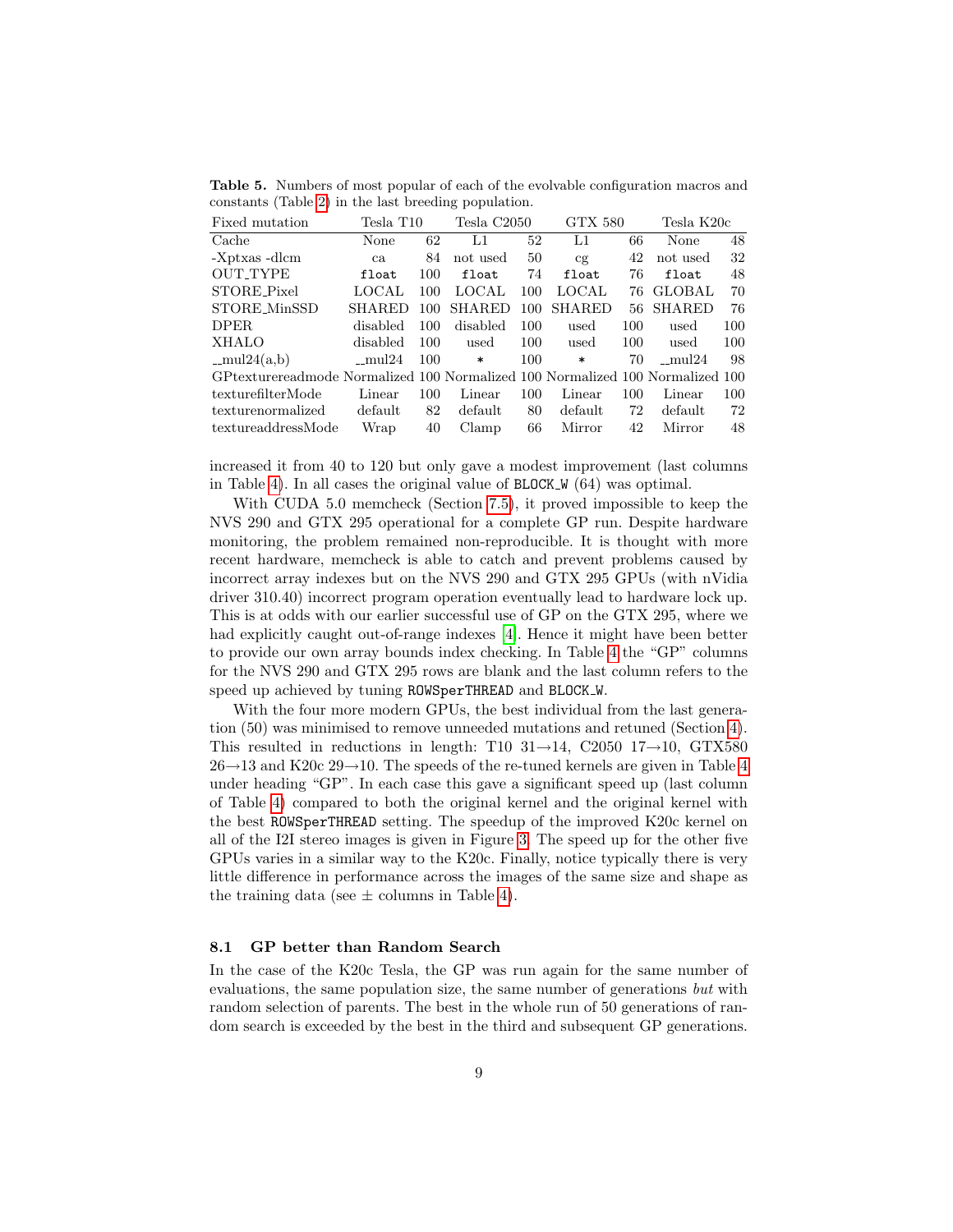**Table 5.** Numbers of most popular of each of the evolvable configuration macros and constants (Table 2) in the last breeding population.

| Fixed mutation | Tesla T10 | | Tesla C2050 | | GTX 580 | | Tesla K20c | |
|---|---|---|---|---|---|---|---|---|
| Cache | None | 62 | L1 | 52 | L1 | 66 | None | 48 |
| -Xptxas -dlcm | ca | 84 | not used | 50 | cg | 42 | not used | 32 |
| OUT_TYPE | `float` | 100 | `float` | 74 | `float` | 76 | `float` | 48 |
| STORE_Pixel | LOCAL | 100 | LOCAL | 100 | LOCAL | 76 | GLOBAL | 70 |
| STORE_MinSSD | SHARED | 100 | SHARED | 100 | SHARED | 56 | SHARED | 76 |
| DPER | disabled | 100 | disabled | 100 | used | 100 | used | 100 |
| XHALO | disabled | 100 | used | 100 | used | 100 | used | 100 |
| __mul24(a,b) | __mul24 | 100 | * | 100 | * | 70 | __mul24 | 98 |
| GPtexturereadmode | Normalized | 100 | Normalized | 100 | Normalized | 100 | Normalized | 100 |
| texturefilterMode | Linear | 100 | Linear | 100 | Linear | 100 | Linear | 100 |
| texturenormalized | default | 82 | default | 80 | default | 72 | default | 72 |
| textureaddressMode | Wrap | 40 | Clamp | 66 | Mirror | 42 | Mirror | 48 |

increased it from 40 to 120 but only gave a modest improvement (last columns in Table 4). In all cases the original value of `BLOCK_W` (64) was optimal.

With CUDA 5.0 memcheck (Section 7.5), it proved impossible to keep the NVS 290 and GTX 295 operational for a complete GP run. Despite hardware monitoring, the problem remained non-reproducible. It is thought with more recent hardware, memcheck is able to catch and prevent problems caused by incorrect array indexes but on the NVS 290 and GTX 295 GPUs (with nVidia driver 310.40) incorrect program operation eventually lead to hardware lock up. This is at odds with our earlier successful use of GP on the GTX 295, where we had explicitly caught out-of-range indexes [4]. Hence it might have been better to provide our own array bounds index checking. In Table 4 the "GP" columns for the NVS 290 and GTX 295 rows are blank and the last column refers to the speed up achieved by tuning `ROWSperTHREAD` and `BLOCK_W`.

With the four more modern GPUs, the best individual from the last generation (50) was minimised to remove unneeded mutations and retuned (Section 4). This resulted in reductions in length: T10 31→14, C2050 17→10, GTX580 26→13 and K20c 29→10. The speeds of the re-tuned kernels are given in Table 4 under heading "GP". In each case this gave a significant speed up (last column of Table 4) compared to both the original kernel and the original kernel with the best `ROWSperTHREAD` setting. The speedup of the improved K20c kernel on all of the I2I stereo images is given in Figure 3. The speed up for the other five GPUs varies in a similar way to the K20c. Finally, notice typically there is very little difference in performance across the images of the same size and shape as the training data (see ± columns in Table 4).

### 8.1 GP better than Random Search

In the case of the K20c Tesla, the GP was run again for the same number of evaluations, the same population size, the same number of generations *but* with random selection of parents. The best in the whole run of 50 generations of random search is exceeded by the best in the third and subsequent GP generations.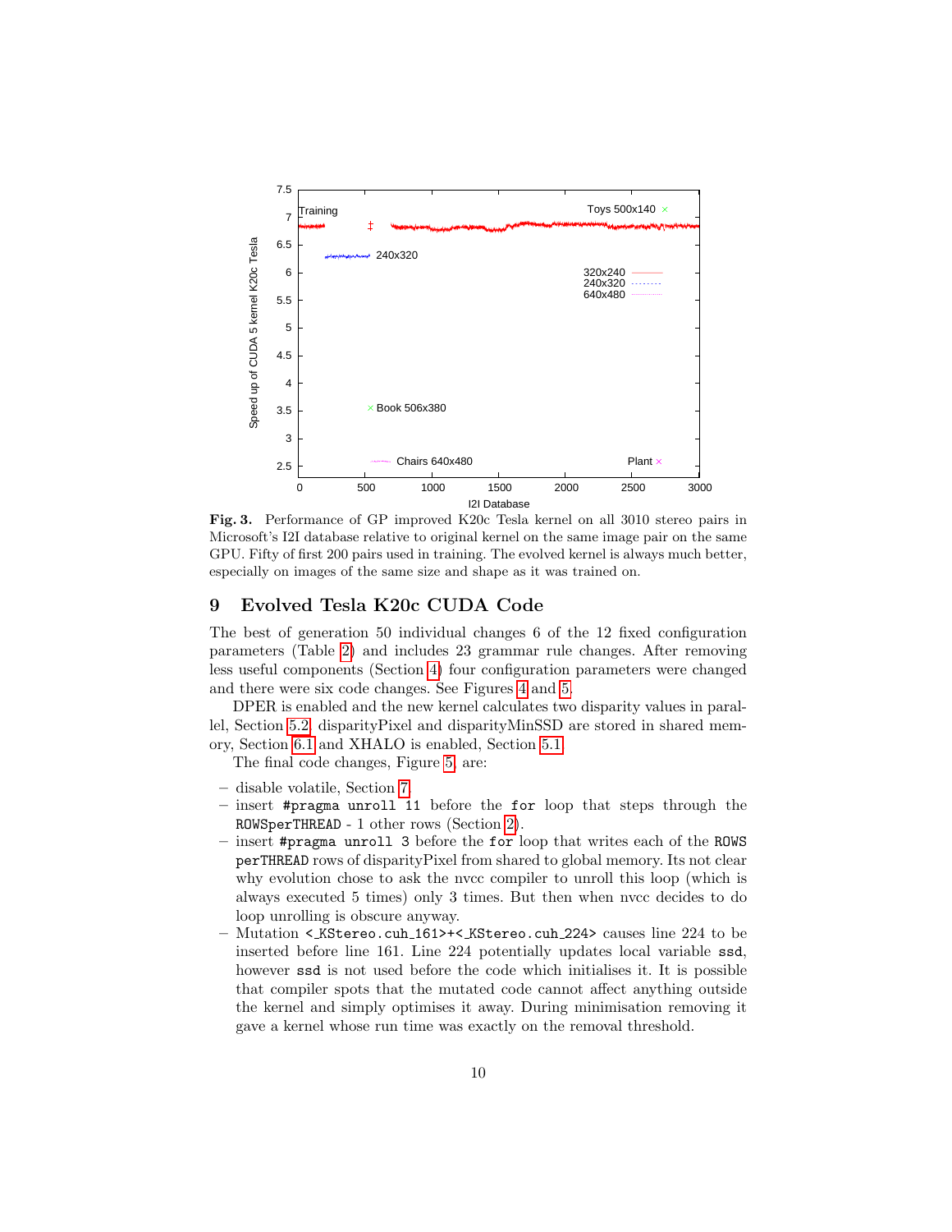**Fig. 3.** Performance of GP improved K20c Tesla kernel on all 3010 stereo pairs in Microsoft's I2I database relative to original kernel on the same image pair on the same GPU. Fifty of first 200 pairs used in training. The evolved kernel is always much better, especially on images of the same size and shape as it was trained on.

## 9 Evolved Tesla K20c CUDA Code

The best of generation 50 individual changes 6 of the 12 fixed configuration parameters (Table 2) and includes 23 grammar rule changes. After removing less useful components (Section 4) four configuration parameters were changed and there were six code changes. See Figures 4 and 5.

DPER is enabled and the new kernel calculates two disparity values in parallel, Section 5.2, disparityPixel and disparityMinSSD are stored in shared memory, Section 6.1 and XHALO is enabled, Section 5.1.

The final code changes, Figure 5, are:

- disable volatile, Section 7
- insert `#pragma unroll 11` before the `for` loop that steps through the `ROWSperTHREAD` - 1 other rows (Section 2).
- insert `#pragma unroll 3` before the `for` loop that writes each of the `ROWS perTHREAD` rows of disparityPixel from shared to global memory. Its not clear why evolution chose to ask the nvcc compiler to unroll this loop (which is always executed 5 times) only 3 times. But then when nvcc decides to do loop unrolling is obscure anyway.
- Mutation `<_KStereo.cuh_161>+<_KStereo.cuh_224>` causes line 224 to be inserted before line 161. Line 224 potentially updates local variable `ssd`, however `ssd` is not used before the code which initialises it. It is possible that compiler spots that the mutated code cannot affect anything outside the kernel and simply optimises it away. During minimisation removing it gave a kernel whose run time was exactly on the removal threshold.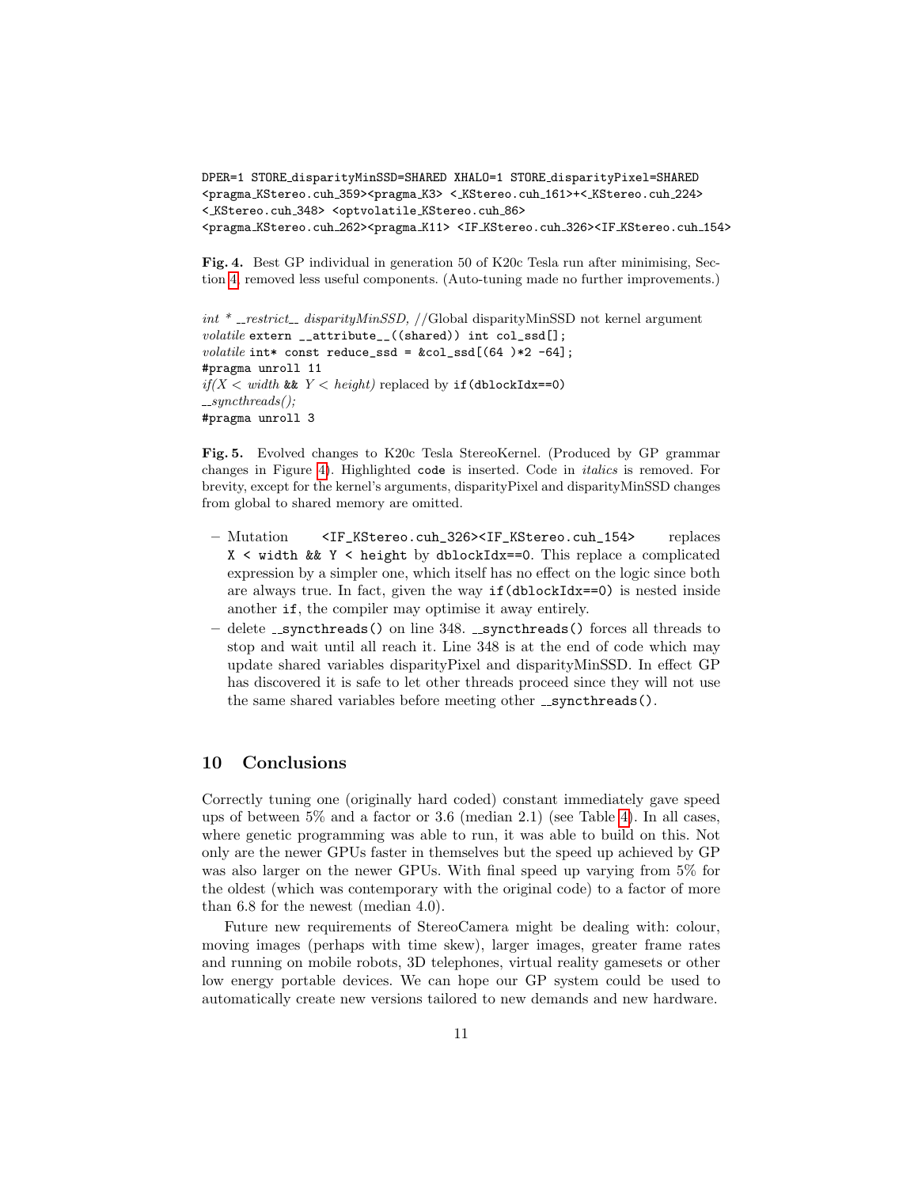```
DPER=1 STORE_disparityMinSSD=SHARED XHALO=1 STORE_disparityPixel=SHARED
<pragma_KStereo.cuh_359><pragma_K3> <_KStereo.cuh_161>+<_KStereo.cuh_224>
<_KStereo.cuh_348> <optvolatile_KStereo.cuh_86>
<pragma_KStereo.cuh_262><pragma_K11> <IF_KStereo.cuh_326><IF_KStereo.cuh_154>
```

**Fig. 4.** Best GP individual in generation 50 of K20c Tesla run after minimising, Section 4, removed less useful components. (Auto-tuning made no further improvements.)

*int * __restrict__ disparityMinSSD,* //Global disparityMinSSD not kernel argument
*volatile* `extern __attribute__((shared)) int col_ssd[];`
*volatile* `int* const reduce_ssd = &col_ssd[(64 )*2 -64];`
`#pragma unroll 11`
*if(X < width* `&&` *Y < height)* replaced by `if(dblockIdx==0)`
*__syncthreads();*
`#pragma unroll 3`

**Fig. 5.** Evolved changes to K20c Tesla StereoKernel. (Produced by GP grammar changes in Figure 4). Highlighted `code` is inserted. Code in *italics* is removed. For brevity, except for the kernel's arguments, disparityPixel and disparityMinSSD changes from global to shared memory are omitted.

- Mutation `<IF_KStereo.cuh_326><IF_KStereo.cuh_154>` replaces `X < width && Y < height` by `dblockIdx==0`. This replace a complicated expression by a simpler one, which itself has no effect on the logic since both are always true. In fact, given the way `if(dblockIdx==0)` is nested inside another `if`, the compiler may optimise it away entirely.
- delete `__syncthreads()` on line 348. `__syncthreads()` forces all threads to stop and wait until all reach it. Line 348 is at the end of code which may update shared variables disparityPixel and disparityMinSSD. In effect GP has discovered it is safe to let other threads proceed since they will not use the same shared variables before meeting other `__syncthreads()`.

## 10 Conclusions

Correctly tuning one (originally hard coded) constant immediately gave speed ups of between 5% and a factor or 3.6 (median 2.1) (see Table 4). In all cases, where genetic programming was able to run, it was able to build on this. Not only are the newer GPUs faster in themselves but the speed up achieved by GP was also larger on the newer GPUs. With final speed up varying from 5% for the oldest (which was contemporary with the original code) to a factor of more than 6.8 for the newest (median 4.0).

Future new requirements of StereoCamera might be dealing with: colour, moving images (perhaps with time skew), larger images, greater frame rates and running on mobile robots, 3D telephones, virtual reality gamesets or other low energy portable devices. We can hope our GP system could be used to automatically create new versions tailored to new demands and new hardware.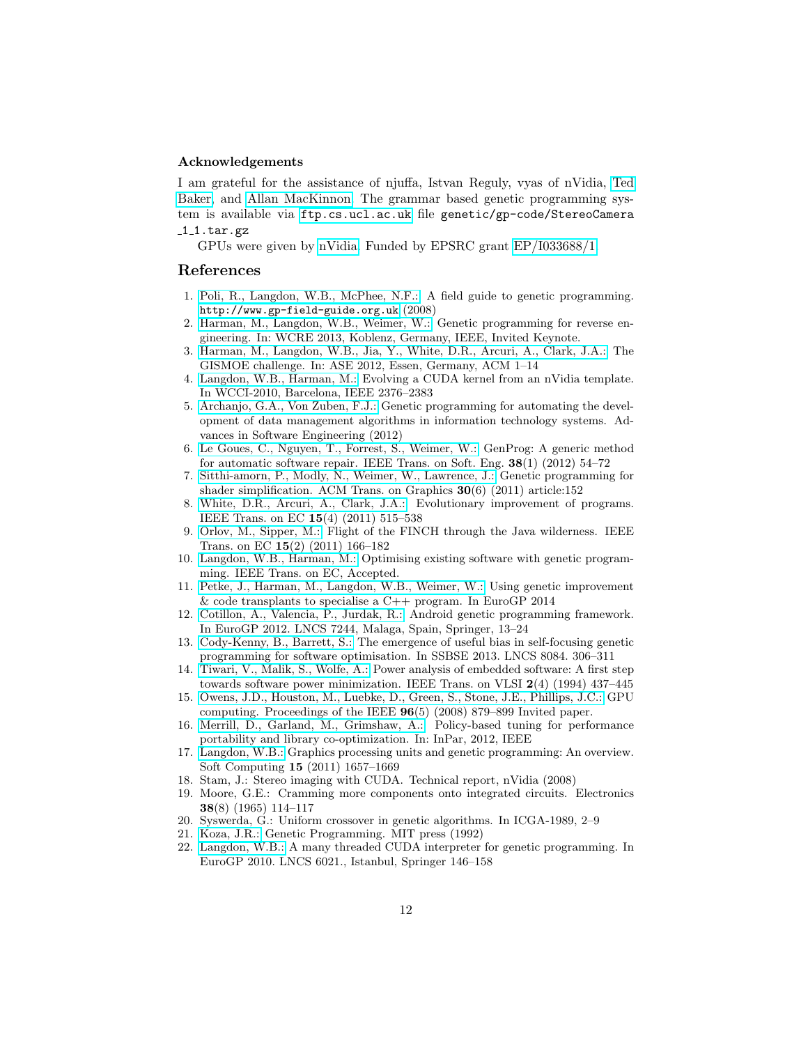### Acknowledgements

I am grateful for the assistance of njuffa, Istvan Reguly, vyas of nVidia, Ted Baker, and Allan MacKinnon. The grammar based genetic programming system is available via ftp.cs.ucl.ac.uk file `genetic/gp-code/StereoCamera_1_1.tar.gz`

GPUs were given by nVidia. Funded by EPSRC grant EP/I033688/1.

## References

1. Poli, R., Langdon, W.B., McPhee, N.F.: A field guide to genetic programming. http://www.gp-field-guide.org.uk (2008)
2. Harman, M., Langdon, W.B., Weimer, W.: Genetic programming for reverse engineering. In: WCRE 2013, Koblenz, Germany, IEEE, Invited Keynote.
3. Harman, M., Langdon, W.B., Jia, Y., White, D.R., Arcuri, A., Clark, J.A.: The GISMOE challenge. In: ASE 2012, Essen, Germany, ACM 1–14
4. Langdon, W.B., Harman, M.: Evolving a CUDA kernel from an nVidia template. In WCCI-2010, Barcelona, IEEE 2376–2383
5. Archanjo, G.A., Von Zuben, F.J.: Genetic programming for automating the development of data management algorithms in information technology systems. Advances in Software Engineering (2012)
6. Le Goues, C., Nguyen, T., Forrest, S., Weimer, W.: GenProg: A generic method for automatic software repair. IEEE Trans. on Soft. Eng. **38**(1) (2012) 54–72
7. Sitthi-amorn, P., Modly, N., Weimer, W., Lawrence, J.: Genetic programming for shader simplification. ACM Trans. on Graphics **30**(6) (2011) article:152
8. White, D.R., Arcuri, A., Clark, J.A.: Evolutionary improvement of programs. IEEE Trans. on EC **15**(4) (2011) 515–538
9. Orlov, M., Sipper, M.: Flight of the FINCH through the Java wilderness. IEEE Trans. on EC **15**(2) (2011) 166–182
10. Langdon, W.B., Harman, M.: Optimising existing software with genetic programming. IEEE Trans. on EC, Accepted.
11. Petke, J., Harman, M., Langdon, W.B., Weimer, W.: Using genetic improvement & code transplants to specialise a C++ program. In EuroGP 2014
12. Cotillon, A., Valencia, P., Jurdak, R.: Android genetic programming framework. In EuroGP 2012. LNCS 7244, Malaga, Spain, Springer, 13–24
13. Cody-Kenny, B., Barrett, S.: The emergence of useful bias in self-focusing genetic programming for software optimisation. In SSBSE 2013. LNCS 8084. 306–311
14. Tiwari, V., Malik, S., Wolfe, A.: Power analysis of embedded software: A first step towards software power minimization. IEEE Trans. on VLSI **2**(4) (1994) 437–445
15. Owens, J.D., Houston, M., Luebke, D., Green, S., Stone, J.E., Phillips, J.C.: GPU computing. Proceedings of the IEEE **96**(5) (2008) 879–899 Invited paper.
16. Merrill, D., Garland, M., Grimshaw, A.: Policy-based tuning for performance portability and library co-optimization. In: InPar, 2012, IEEE
17. Langdon, W.B.: Graphics processing units and genetic programming: An overview. Soft Computing **15** (2011) 1657–1669
18. Stam, J.: Stereo imaging with CUDA. Technical report, nVidia (2008)
19. Moore, G.E.: Cramming more components onto integrated circuits. Electronics **38**(8) (1965) 114–117
20. Syswerda, G.: Uniform crossover in genetic algorithms. In ICGA-1989, 2–9
21. Koza, J.R.: Genetic Programming. MIT press (1992)
22. Langdon, W.B.: A many threaded CUDA interpreter for genetic programming. In EuroGP 2010. LNCS 6021., Istanbul, Springer 146–158